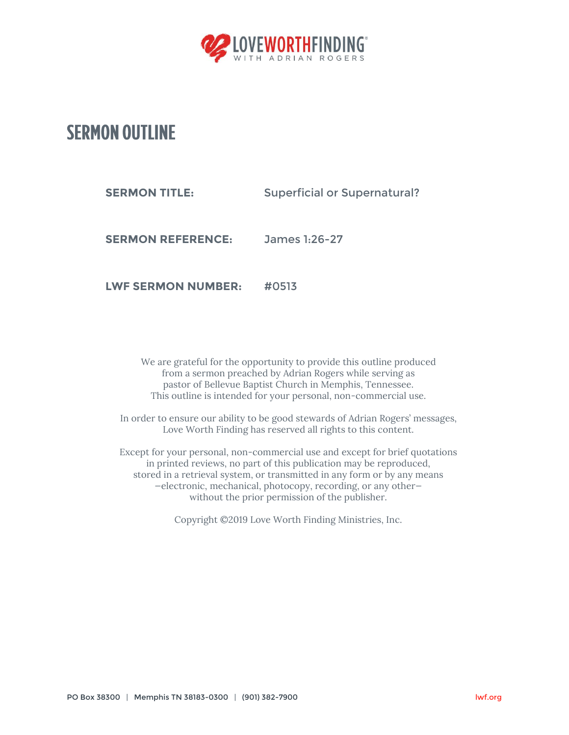LOVEWORTHFINDING®
WITH ADRIAN ROGERS

# SERMON OUTLINE

**SERMON TITLE:** Superficial or Supernatural?

**SERMON REFERENCE:** James 1:26-27

**LWF SERMON NUMBER:** #0513

We are grateful for the opportunity to provide this outline produced from a sermon preached by Adrian Rogers while serving as pastor of Bellevue Baptist Church in Memphis, Tennessee. This outline is intended for your personal, non-commercial use.

In order to ensure our ability to be good stewards of Adrian Rogers' messages, Love Worth Finding has reserved all rights to this content.

Except for your personal, non-commercial use and except for brief quotations in printed reviews, no part of this publication may be reproduced, stored in a retrieval system, or transmitted in any form or by any means —electronic, mechanical, photocopy, recording, or any other— without the prior permission of the publisher.

Copyright ©2019 Love Worth Finding Ministries, Inc.

PO Box 38300 | Memphis TN 38183-0300 | (901) 382-7900 lwf.org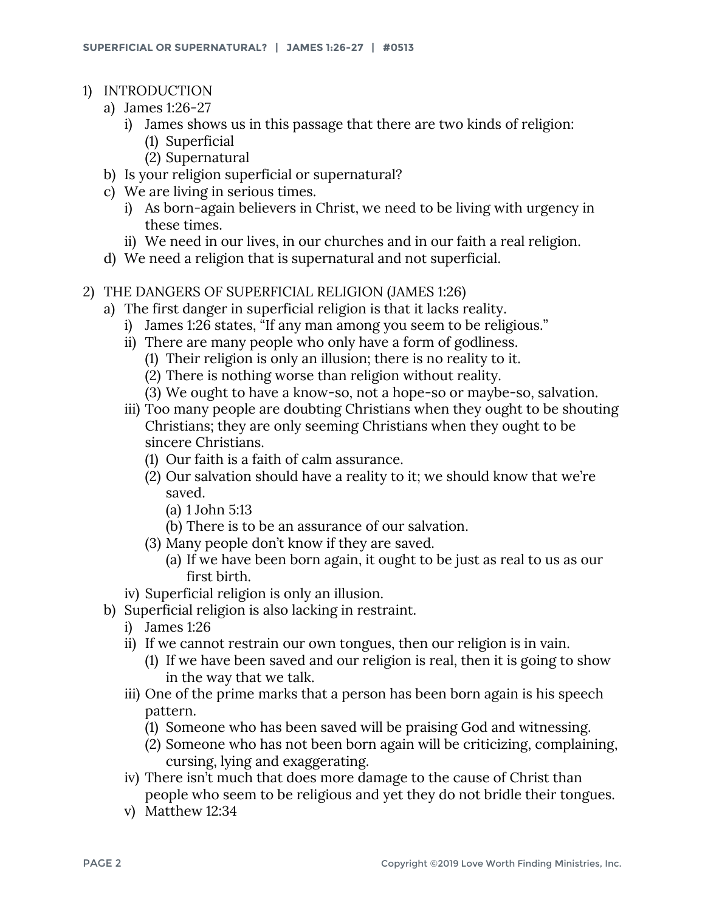1) INTRODUCTION
   a) James 1:26-27
      i) James shows us in this passage that there are two kinds of religion:
         (1) Superficial
         (2) Supernatural
   b) Is your religion superficial or supernatural?
   c) We are living in serious times.
      i) As born-again believers in Christ, we need to be living with urgency in these times.
      ii) We need in our lives, in our churches and in our faith a real religion.
   d) We need a religion that is supernatural and not superficial.

2) THE DANGERS OF SUPERFICIAL RELIGION (JAMES 1:26)
   a) The first danger in superficial religion is that it lacks reality.
      i) James 1:26 states, "If any man among you seem to be religious."
      ii) There are many people who only have a form of godliness.
         (1) Their religion is only an illusion; there is no reality to it.
         (2) There is nothing worse than religion without reality.
         (3) We ought to have a know-so, not a hope-so or maybe-so, salvation.
      iii) Too many people are doubting Christians when they ought to be shouting Christians; they are only seeming Christians when they ought to be sincere Christians.
         (1) Our faith is a faith of calm assurance.
         (2) Our salvation should have a reality to it; we should know that we're saved.
            (a) 1 John 5:13
            (b) There is to be an assurance of our salvation.
         (3) Many people don't know if they are saved.
            (a) If we have been born again, it ought to be just as real to us as our first birth.
      iv) Superficial religion is only an illusion.
   b) Superficial religion is also lacking in restraint.
      i) James 1:26
      ii) If we cannot restrain our own tongues, then our religion is in vain.
         (1) If we have been saved and our religion is real, then it is going to show in the way that we talk.
      iii) One of the prime marks that a person has been born again is his speech pattern.
         (1) Someone who has been saved will be praising God and witnessing.
         (2) Someone who has not been born again will be criticizing, complaining, cursing, lying and exaggerating.
      iv) There isn't much that does more damage to the cause of Christ than people who seem to be religious and yet they do not bridle their tongues.
      v) Matthew 12:34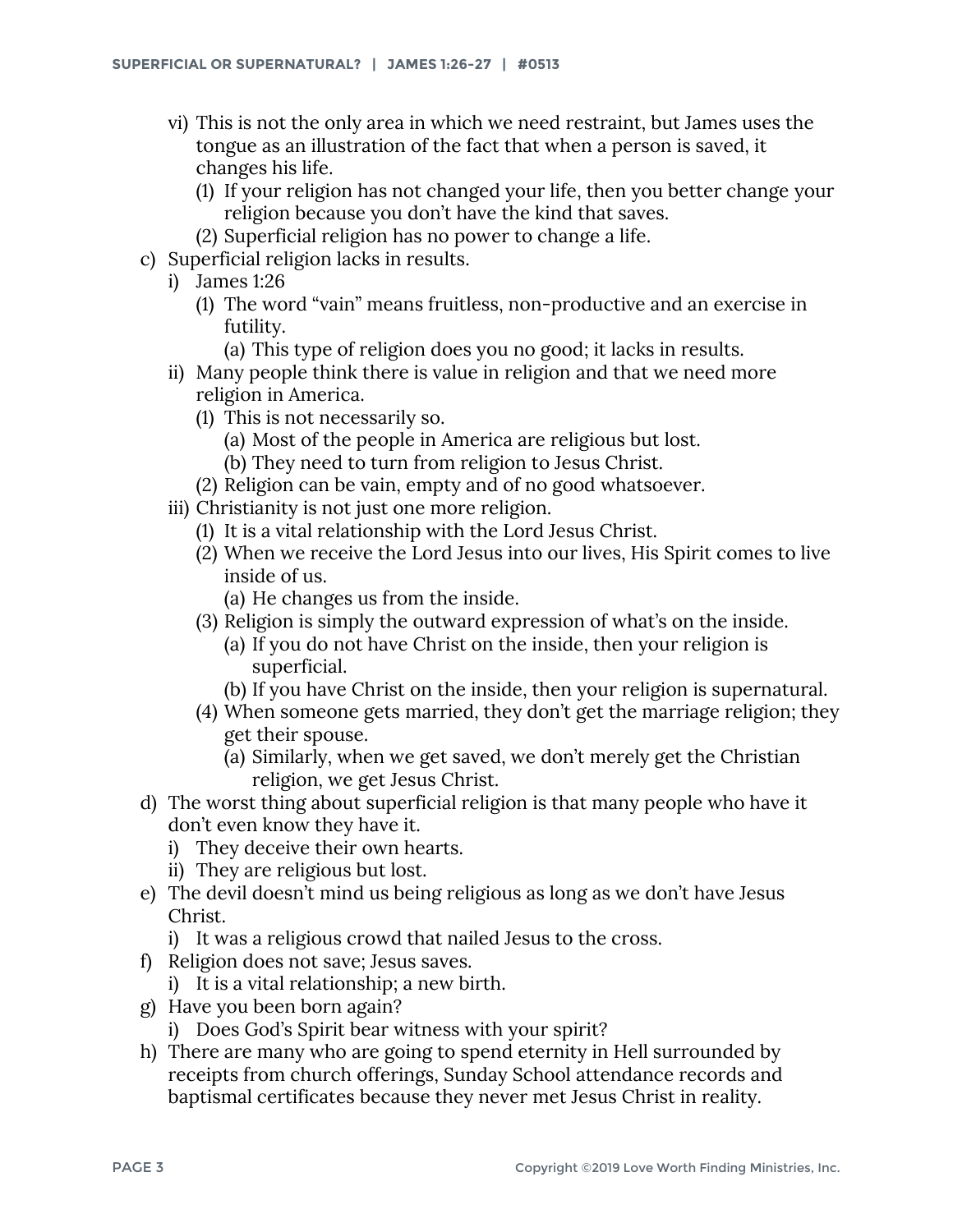- vi) This is not the only area in which we need restraint, but James uses the tongue as an illustration of the fact that when a person is saved, it changes his life.
    - (1) If your religion has not changed your life, then you better change your religion because you don't have the kind that saves.
    - (2) Superficial religion has no power to change a life.
- c) Superficial religion lacks in results.
  - i) James 1:26
    - (1) The word "vain" means fruitless, non-productive and an exercise in futility.
      - (a) This type of religion does you no good; it lacks in results.
  - ii) Many people think there is value in religion and that we need more religion in America.
    - (1) This is not necessarily so.
      - (a) Most of the people in America are religious but lost.
      - (b) They need to turn from religion to Jesus Christ.
    - (2) Religion can be vain, empty and of no good whatsoever.
  - iii) Christianity is not just one more religion.
    - (1) It is a vital relationship with the Lord Jesus Christ.
    - (2) When we receive the Lord Jesus into our lives, His Spirit comes to live inside of us.
      - (a) He changes us from the inside.
    - (3) Religion is simply the outward expression of what's on the inside.
      - (a) If you do not have Christ on the inside, then your religion is superficial.
      - (b) If you have Christ on the inside, then your religion is supernatural.
    - (4) When someone gets married, they don't get the marriage religion; they get their spouse.
      - (a) Similarly, when we get saved, we don't merely get the Christian religion, we get Jesus Christ.
- d) The worst thing about superficial religion is that many people who have it don't even know they have it.
  - i) They deceive their own hearts.
  - ii) They are religious but lost.
- e) The devil doesn't mind us being religious as long as we don't have Jesus Christ.
  - i) It was a religious crowd that nailed Jesus to the cross.
- f) Religion does not save; Jesus saves.
  - i) It is a vital relationship; a new birth.
- g) Have you been born again?
  - i) Does God's Spirit bear witness with your spirit?
- h) There are many who are going to spend eternity in Hell surrounded by receipts from church offerings, Sunday School attendance records and baptismal certificates because they never met Jesus Christ in reality.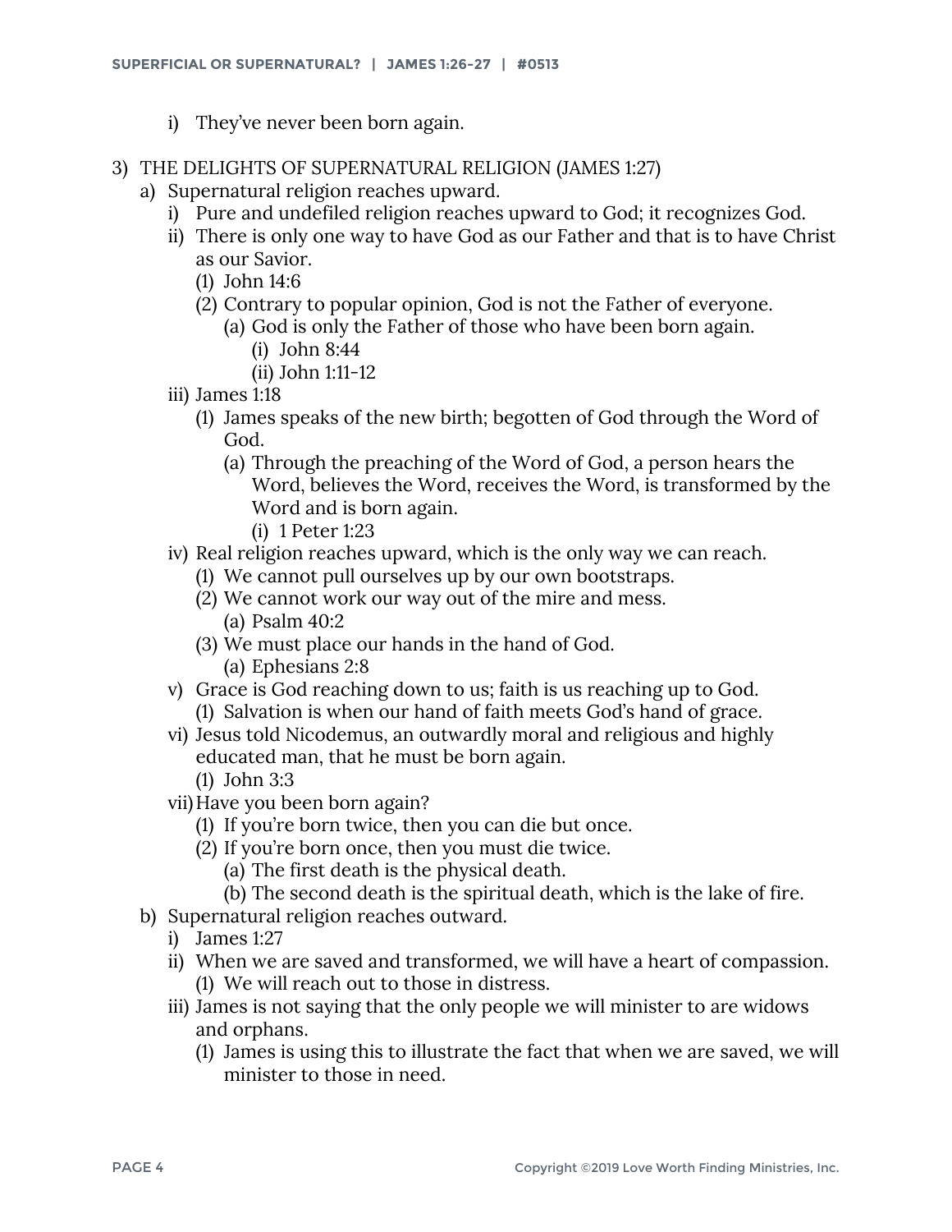i) They've never been born again.

3) THE DELIGHTS OF SUPERNATURAL RELIGION (JAMES 1:27)
   a) Supernatural religion reaches upward.
      i) Pure and undefiled religion reaches upward to God; it recognizes God.
      ii) There is only one way to have God as our Father and that is to have Christ as our Savior.
         (1) John 14:6
         (2) Contrary to popular opinion, God is not the Father of everyone.
            (a) God is only the Father of those who have been born again.
               (i) John 8:44
               (ii) John 1:11-12
      iii) James 1:18
         (1) James speaks of the new birth; begotten of God through the Word of God.
            (a) Through the preaching of the Word of God, a person hears the Word, believes the Word, receives the Word, is transformed by the Word and is born again.
               (i) 1 Peter 1:23
      iv) Real religion reaches upward, which is the only way we can reach.
         (1) We cannot pull ourselves up by our own bootstraps.
         (2) We cannot work our way out of the mire and mess.
            (a) Psalm 40:2
         (3) We must place our hands in the hand of God.
            (a) Ephesians 2:8
      v) Grace is God reaching down to us; faith is us reaching up to God.
         (1) Salvation is when our hand of faith meets God's hand of grace.
      vi) Jesus told Nicodemus, an outwardly moral and religious and highly educated man, that he must be born again.
         (1) John 3:3
      vii) Have you been born again?
         (1) If you're born twice, then you can die but once.
         (2) If you're born once, then you must die twice.
            (a) The first death is the physical death.
            (b) The second death is the spiritual death, which is the lake of fire.
   b) Supernatural religion reaches outward.
      i) James 1:27
      ii) When we are saved and transformed, we will have a heart of compassion.
         (1) We will reach out to those in distress.
      iii) James is not saying that the only people we will minister to are widows and orphans.
         (1) James is using this to illustrate the fact that when we are saved, we will minister to those in need.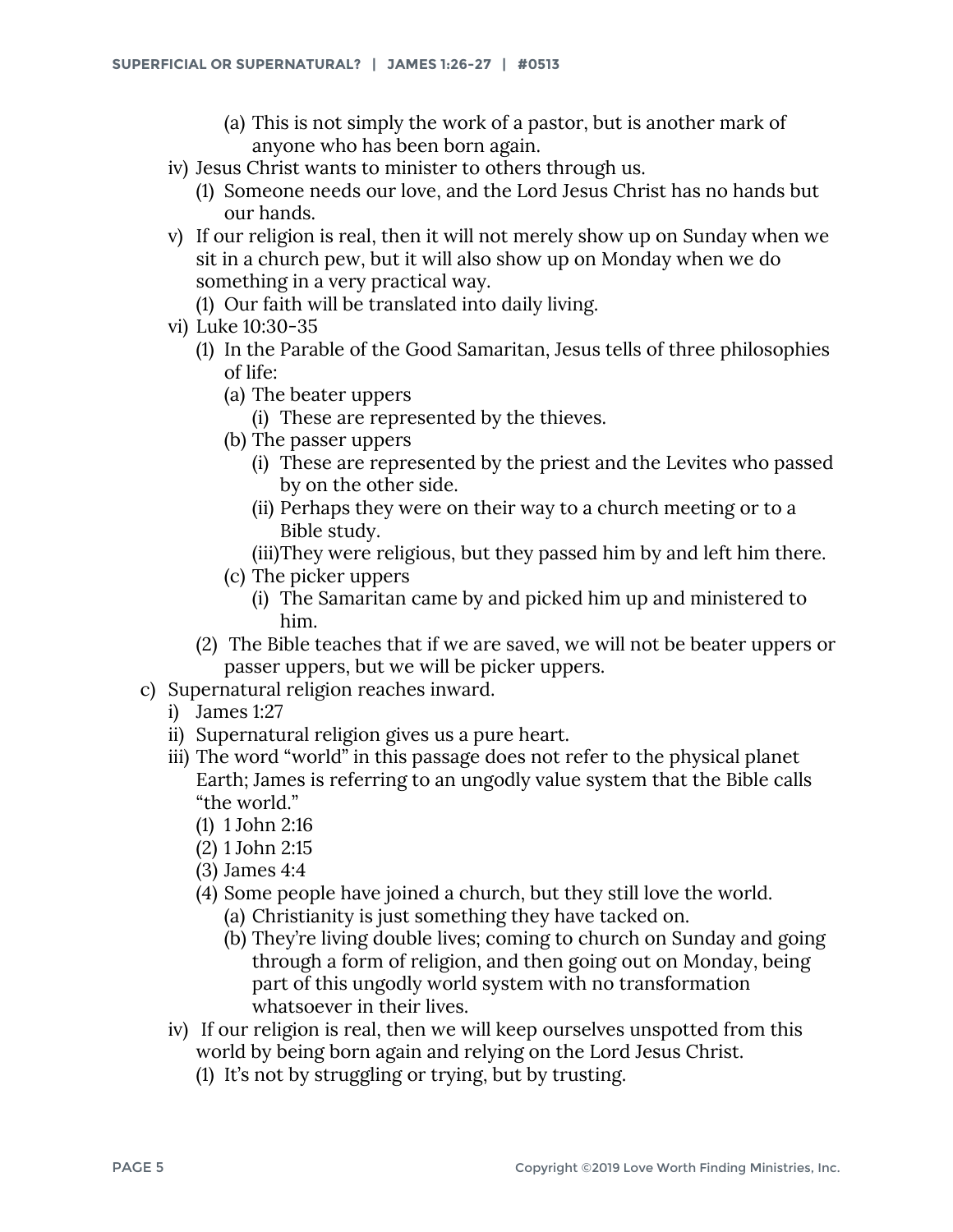(a) This is not simply the work of a pastor, but is another mark of anyone who has been born again.
    - iv) Jesus Christ wants to minister to others through us.
        - (1) Someone needs our love, and the Lord Jesus Christ has no hands but our hands.
    - v) If our religion is real, then it will not merely show up on Sunday when we sit in a church pew, but it will also show up on Monday when we do something in a very practical way.
        - (1) Our faith will be translated into daily living.
    - vi) Luke 10:30-35
        - (1) In the Parable of the Good Samaritan, Jesus tells of three philosophies of life:
            - (a) The beater uppers
                - (i) These are represented by the thieves.
            - (b) The passer uppers
                - (i) These are represented by the priest and the Levites who passed by on the other side.
                - (ii) Perhaps they were on their way to a church meeting or to a Bible study.
                - (iii) They were religious, but they passed him by and left him there.
            - (c) The picker uppers
                - (i) The Samaritan came by and picked him up and ministered to him.
        - (2) The Bible teaches that if we are saved, we will not be beater uppers or passer uppers, but we will be picker uppers.
- c) Supernatural religion reaches inward.
    - i) James 1:27
    - ii) Supernatural religion gives us a pure heart.
    - iii) The word "world" in this passage does not refer to the physical planet Earth; James is referring to an ungodly value system that the Bible calls "the world."
        - (1) 1 John 2:16
        - (2) 1 John 2:15
        - (3) James 4:4
        - (4) Some people have joined a church, but they still love the world.
            - (a) Christianity is just something they have tacked on.
            - (b) They're living double lives; coming to church on Sunday and going through a form of religion, and then going out on Monday, being part of this ungodly world system with no transformation whatsoever in their lives.
    - iv) If our religion is real, then we will keep ourselves unspotted from this world by being born again and relying on the Lord Jesus Christ.
        - (1) It's not by struggling or trying, but by trusting.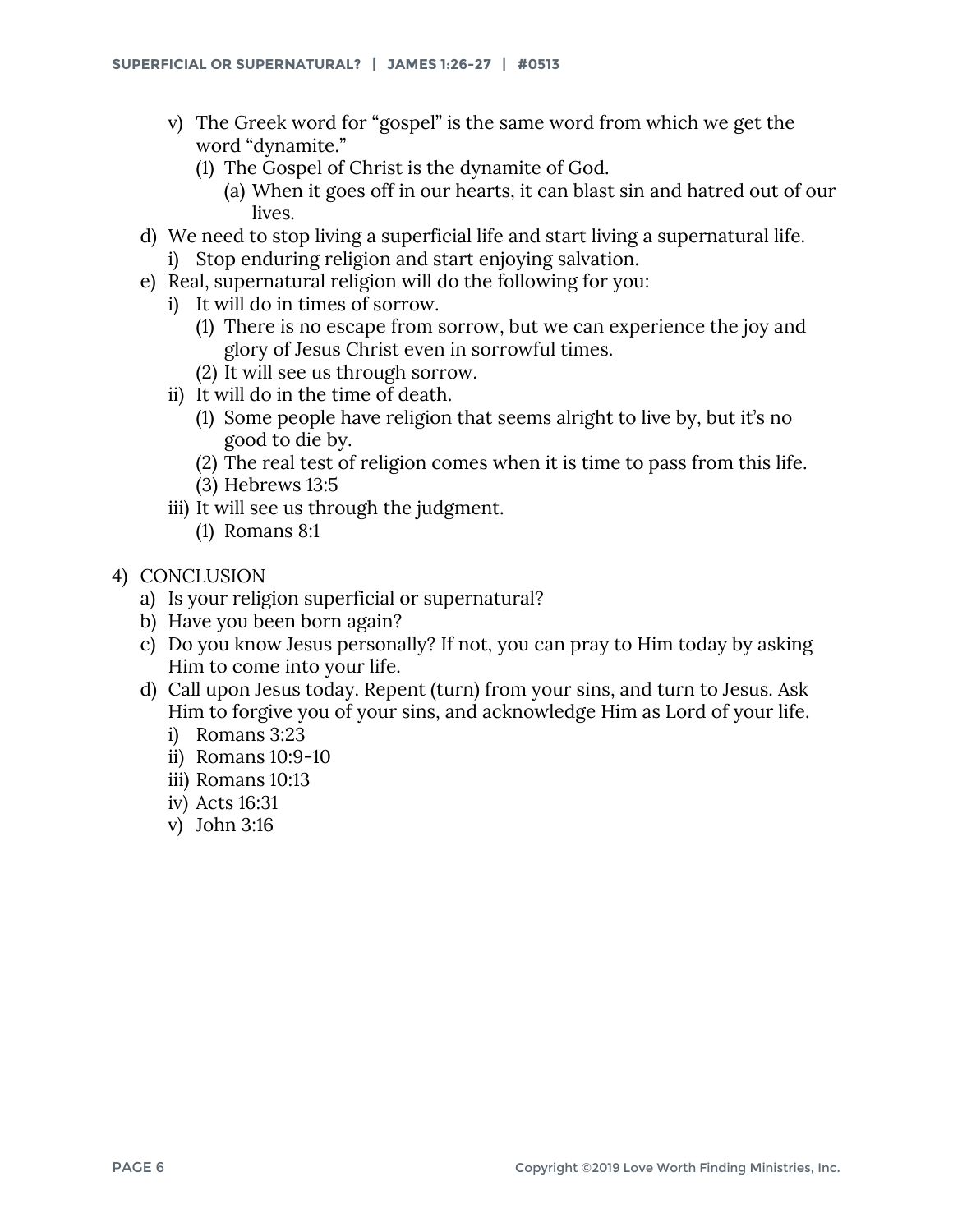- v) The Greek word for "gospel" is the same word from which we get the word "dynamite."
    - (1) The Gospel of Christ is the dynamite of God.
        - (a) When it goes off in our hearts, it can blast sin and hatred out of our lives.
- d) We need to stop living a superficial life and start living a supernatural life.
    - i) Stop enduring religion and start enjoying salvation.
- e) Real, supernatural religion will do the following for you:
    - i) It will do in times of sorrow.
        - (1) There is no escape from sorrow, but we can experience the joy and glory of Jesus Christ even in sorrowful times.
        - (2) It will see us through sorrow.
    - ii) It will do in the time of death.
        - (1) Some people have religion that seems alright to live by, but it's no good to die by.
        - (2) The real test of religion comes when it is time to pass from this life.
        - (3) Hebrews 13:5
    - iii) It will see us through the judgment.
        - (1) Romans 8:1

4) CONCLUSION
- a) Is your religion superficial or supernatural?
- b) Have you been born again?
- c) Do you know Jesus personally? If not, you can pray to Him today by asking Him to come into your life.
- d) Call upon Jesus today. Repent (turn) from your sins, and turn to Jesus. Ask Him to forgive you of your sins, and acknowledge Him as Lord of your life.
    - i) Romans 3:23
    - ii) Romans 10:9-10
    - iii) Romans 10:13
    - iv) Acts 16:31
    - v) John 3:16